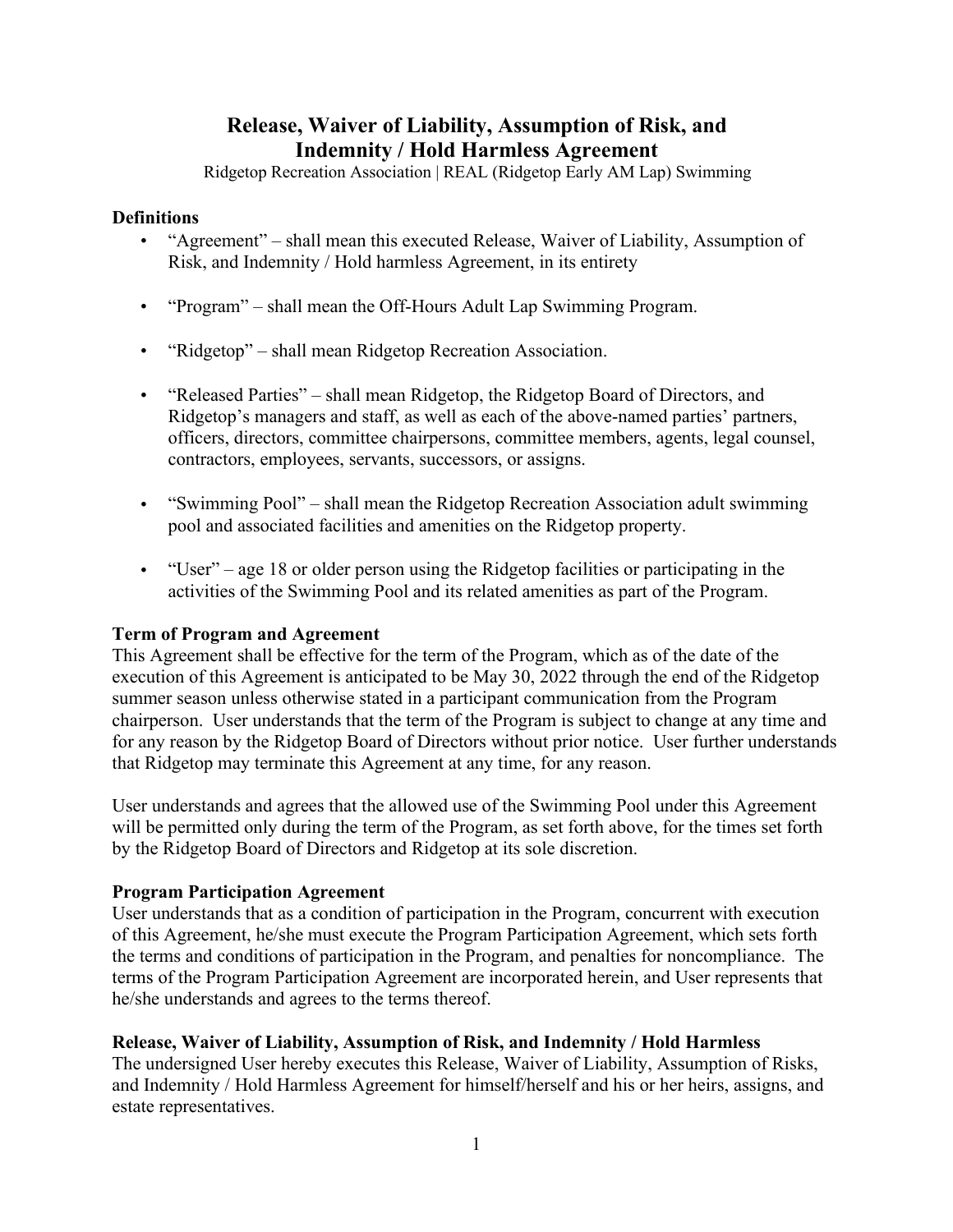# Release, Waiver of Liability, Assumption of Risk, and Indemnity / Hold Harmless Agreement

Ridgetop Recreation Association | REAL (Ridgetop Early AM Lap) Swimming

### Definitions

- "Agreement" – shall mean this executed Release, Waiver of Liability, Assumption of Risk, and Indemnity / Hold harmless Agreement, in its entirety
- "Program" – shall mean the Off-Hours Adult Lap Swimming Program.
- "Ridgetop" – shall mean Ridgetop Recreation Association.
- "Released Parties" – shall mean Ridgetop, the Ridgetop Board of Directors, and Ridgetop's managers and staff, as well as each of the above-named parties' partners, officers, directors, committee chairpersons, committee members, agents, legal counsel, contractors, employees, servants, successors, or assigns.
- "Swimming Pool" – shall mean the Ridgetop Recreation Association adult swimming pool and associated facilities and amenities on the Ridgetop property.
- "User" – age 18 or older person using the Ridgetop facilities or participating in the activities of the Swimming Pool and its related amenities as part of the Program.

### Term of Program and Agreement

This Agreement shall be effective for the term of the Program, which as of the date of the execution of this Agreement is anticipated to be May 30, 2022 through the end of the Ridgetop summer season unless otherwise stated in a participant communication from the Program chairperson. User understands that the term of the Program is subject to change at any time and for any reason by the Ridgetop Board of Directors without prior notice. User further understands that Ridgetop may terminate this Agreement at any time, for any reason.

User understands and agrees that the allowed use of the Swimming Pool under this Agreement will be permitted only during the term of the Program, as set forth above, for the times set forth by the Ridgetop Board of Directors and Ridgetop at its sole discretion.

### Program Participation Agreement

User understands that as a condition of participation in the Program, concurrent with execution of this Agreement, he/she must execute the Program Participation Agreement, which sets forth the terms and conditions of participation in the Program, and penalties for noncompliance. The terms of the Program Participation Agreement are incorporated herein, and User represents that he/she understands and agrees to the terms thereof.

### Release, Waiver of Liability, Assumption of Risk, and Indemnity / Hold Harmless

The undersigned User hereby executes this Release, Waiver of Liability, Assumption of Risks, and Indemnity / Hold Harmless Agreement for himself/herself and his or her heirs, assigns, and estate representatives.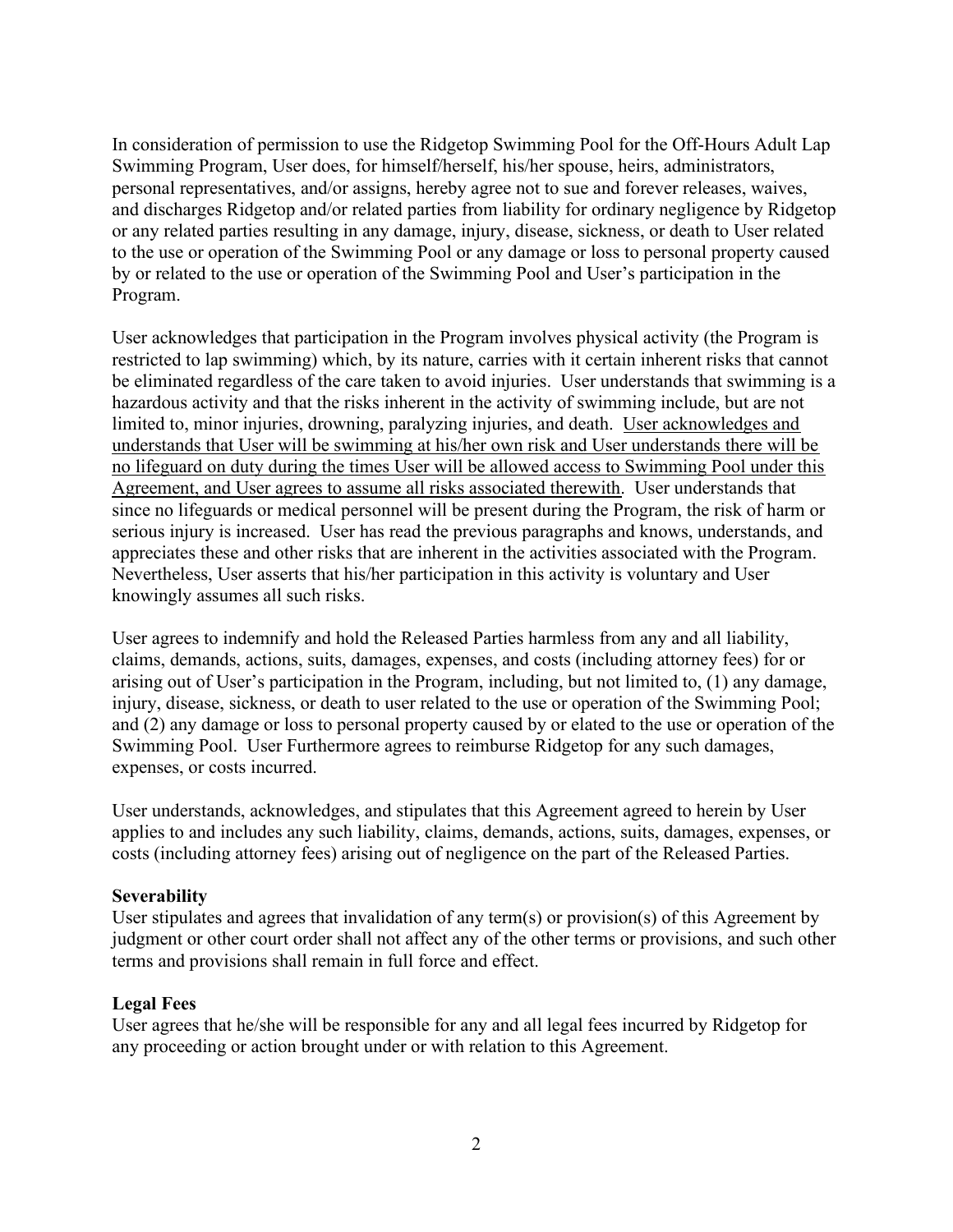In consideration of permission to use the Ridgetop Swimming Pool for the Off-Hours Adult Lap Swimming Program, User does, for himself/herself, his/her spouse, heirs, administrators, personal representatives, and/or assigns, hereby agree not to sue and forever releases, waives, and discharges Ridgetop and/or related parties from liability for ordinary negligence by Ridgetop or any related parties resulting in any damage, injury, disease, sickness, or death to User related to the use or operation of the Swimming Pool or any damage or loss to personal property caused by or related to the use or operation of the Swimming Pool and User's participation in the Program.

User acknowledges that participation in the Program involves physical activity (the Program is restricted to lap swimming) which, by its nature, carries with it certain inherent risks that cannot be eliminated regardless of the care taken to avoid injuries. User understands that swimming is a hazardous activity and that the risks inherent in the activity of swimming include, but are not limited to, minor injuries, drowning, paralyzing injuries, and death. <u>User acknowledges and understands that User will be swimming at his/her own risk and User understands there will be no lifeguard on duty during the times User will be allowed access to Swimming Pool under this Agreement, and User agrees to assume all risks associated therewith</u>. User understands that since no lifeguards or medical personnel will be present during the Program, the risk of harm or serious injury is increased. User has read the previous paragraphs and knows, understands, and appreciates these and other risks that are inherent in the activities associated with the Program. Nevertheless, User asserts that his/her participation in this activity is voluntary and User knowingly assumes all such risks.

User agrees to indemnify and hold the Released Parties harmless from any and all liability, claims, demands, actions, suits, damages, expenses, and costs (including attorney fees) for or arising out of User's participation in the Program, including, but not limited to, (1) any damage, injury, disease, sickness, or death to user related to the use or operation of the Swimming Pool; and (2) any damage or loss to personal property caused by or elated to the use or operation of the Swimming Pool. User Furthermore agrees to reimburse Ridgetop for any such damages, expenses, or costs incurred.

User understands, acknowledges, and stipulates that this Agreement agreed to herein by User applies to and includes any such liability, claims, demands, actions, suits, damages, expenses, or costs (including attorney fees) arising out of negligence on the part of the Released Parties.

**Severability**
User stipulates and agrees that invalidation of any term(s) or provision(s) of this Agreement by judgment or other court order shall not affect any of the other terms or provisions, and such other terms and provisions shall remain in full force and effect.

**Legal Fees**
User agrees that he/she will be responsible for any and all legal fees incurred by Ridgetop for any proceeding or action brought under or with relation to this Agreement.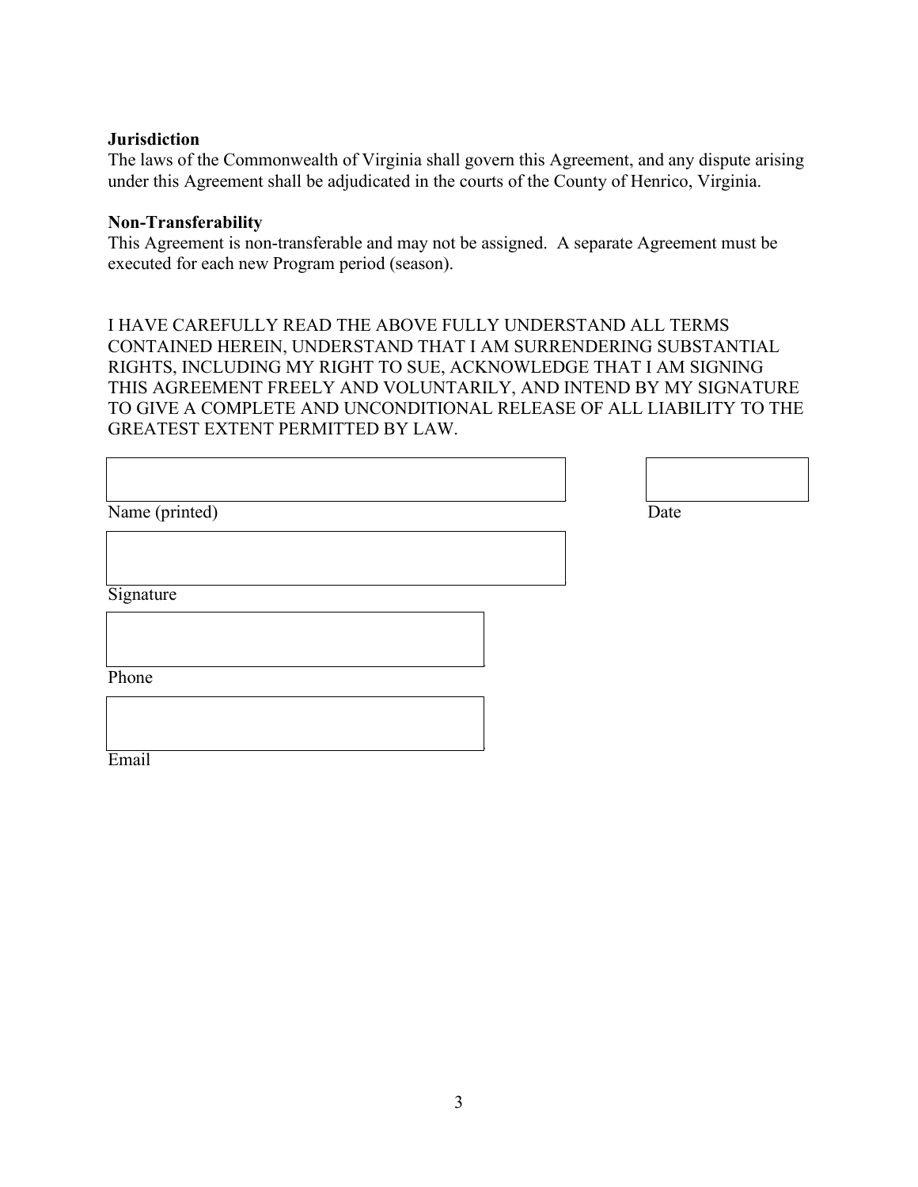**Jurisdiction**

The laws of the Commonwealth of Virginia shall govern this Agreement, and any dispute arising under this Agreement shall be adjudicated in the courts of the County of Henrico, Virginia.

**Non-Transferability**

This Agreement is non-transferable and may not be assigned. A separate Agreement must be executed for each new Program period (season).

I HAVE CAREFULLY READ THE ABOVE FULLY UNDERSTAND ALL TERMS CONTAINED HEREIN, UNDERSTAND THAT I AM SURRENDERING SUBSTANTIAL RIGHTS, INCLUDING MY RIGHT TO SUE, ACKNOWLEDGE THAT I AM SIGNING THIS AGREEMENT FREELY AND VOLUNTARILY, AND INTEND BY MY SIGNATURE TO GIVE A COMPLETE AND UNCONDITIONAL RELEASE OF ALL LIABILITY TO THE GREATEST EXTENT PERMITTED BY LAW.

Name (printed) ______________________ Date __________

Signature ______________________

Phone ______________________

Email ______________________